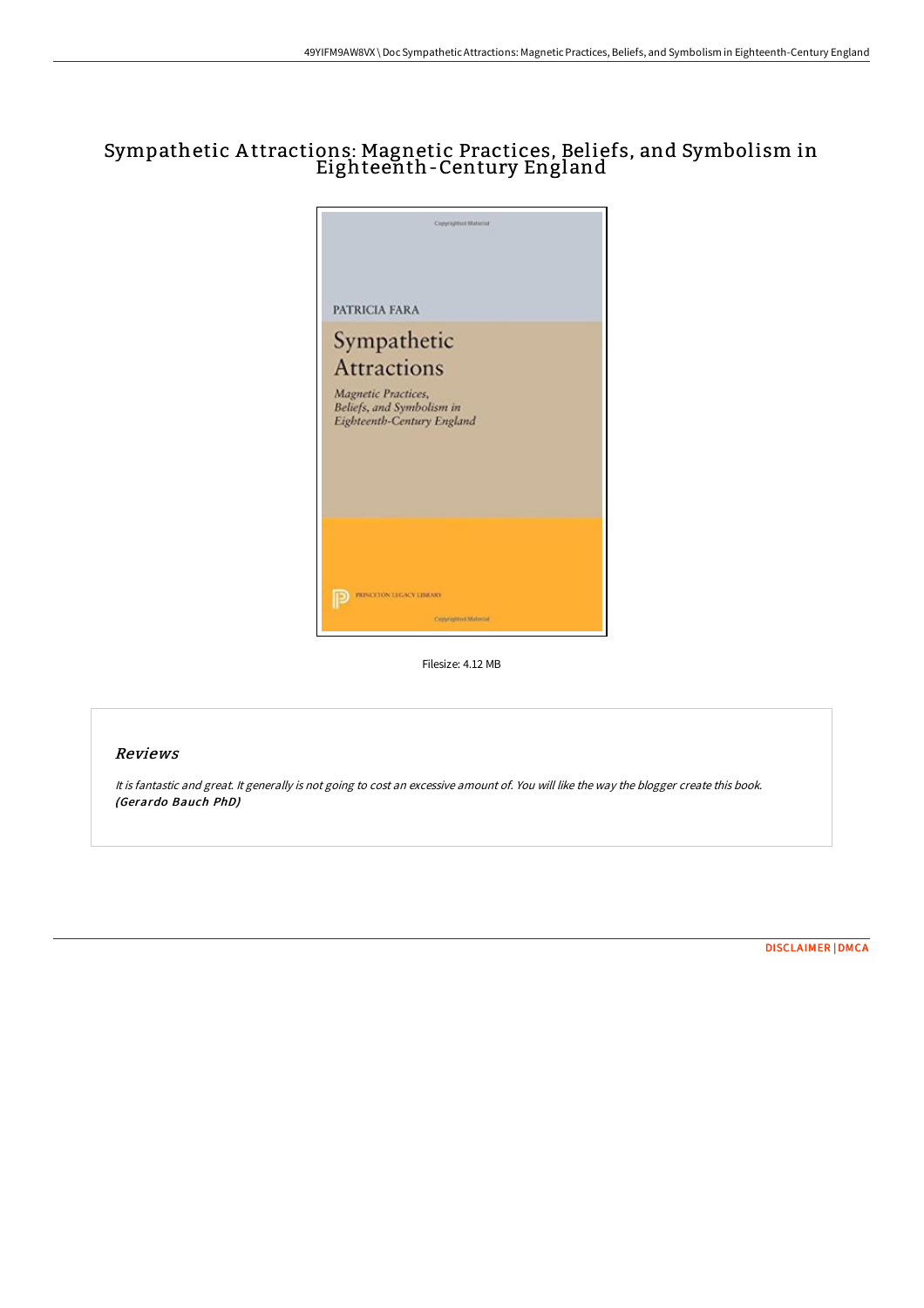# Sympathetic Attractions: Magnetic Practices, Beliefs, and Symbolism in Eighteenth-Century England

Filesize: 4.12 MB

## Reviews

*It is fantastic and great. It generally is not going to cost an excessive amount of. You will like the way the blogger create this book.*
***(Gerardo Bauch PhD)***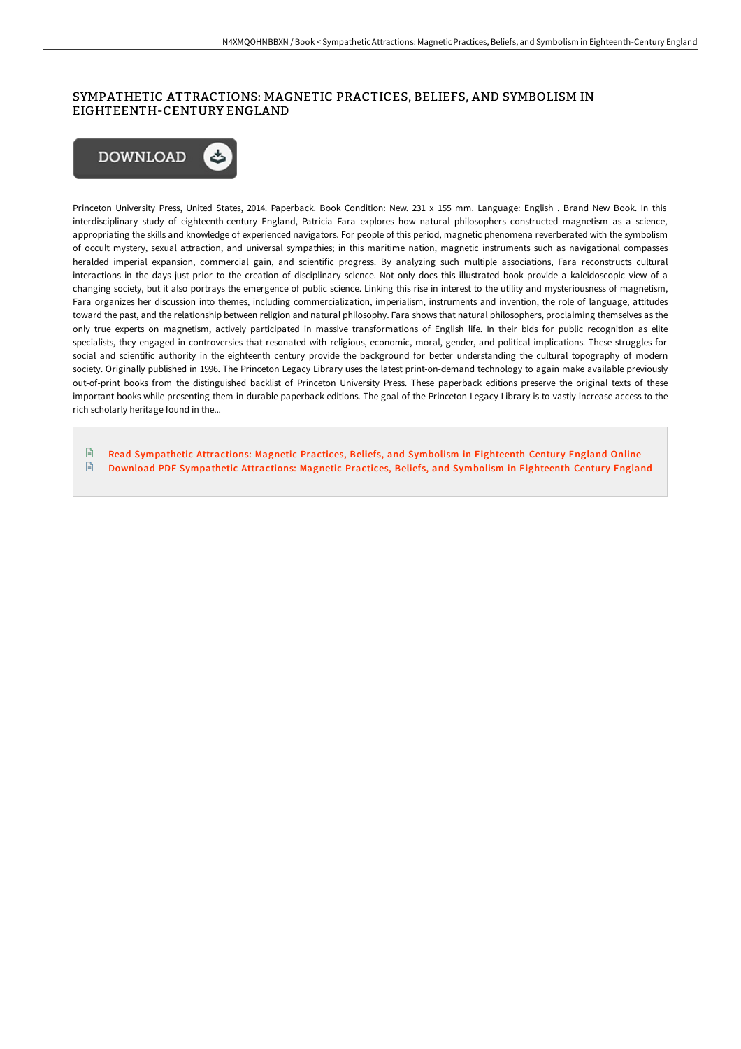# SYMPATHETIC ATTRACTIONS: MAGNETIC PRACTICES, BELIEFS, AND SYMBOLISM IN EIGHTEENTH-CENTURY ENGLAND

DOWNLOAD

Princeton University Press, United States, 2014. Paperback. Book Condition: New. 231 x 155 mm. Language: English . Brand New Book. In this interdisciplinary study of eighteenth-century England, Patricia Fara explores how natural philosophers constructed magnetism as a science, appropriating the skills and knowledge of experienced navigators. For people of this period, magnetic phenomena reverberated with the symbolism of occult mystery, sexual attraction, and universal sympathies; in this maritime nation, magnetic instruments such as navigational compasses heralded imperial expansion, commercial gain, and scientific progress. By analyzing such multiple associations, Fara reconstructs cultural interactions in the days just prior to the creation of disciplinary science. Not only does this illustrated book provide a kaleidoscopic view of a changing society, but it also portrays the emergence of public science. Linking this rise in interest to the utility and mysteriousness of magnetism, Fara organizes her discussion into themes, including commercialization, imperialism, instruments and invention, the role of language, attitudes toward the past, and the relationship between religion and natural philosophy. Fara shows that natural philosophers, proclaiming themselves as the only true experts on magnetism, actively participated in massive transformations of English life. In their bids for public recognition as elite specialists, they engaged in controversies that resonated with religious, economic, moral, gender, and political implications. These struggles for social and scientific authority in the eighteenth century provide the background for better understanding the cultural topography of modern society. Originally published in 1996. The Princeton Legacy Library uses the latest print-on-demand technology to again make available previously out-of-print books from the distinguished backlist of Princeton University Press. These paperback editions preserve the original texts of these important books while presenting them in durable paperback editions. The goal of the Princeton Legacy Library is to vastly increase access to the rich scholarly heritage found in the...

- Read Sympathetic Attractions: Magnetic Practices, Beliefs, and Symbolism in Eighteenth-Century England Online
- Download PDF Sympathetic Attractions: Magnetic Practices, Beliefs, and Symbolism in Eighteenth-Century England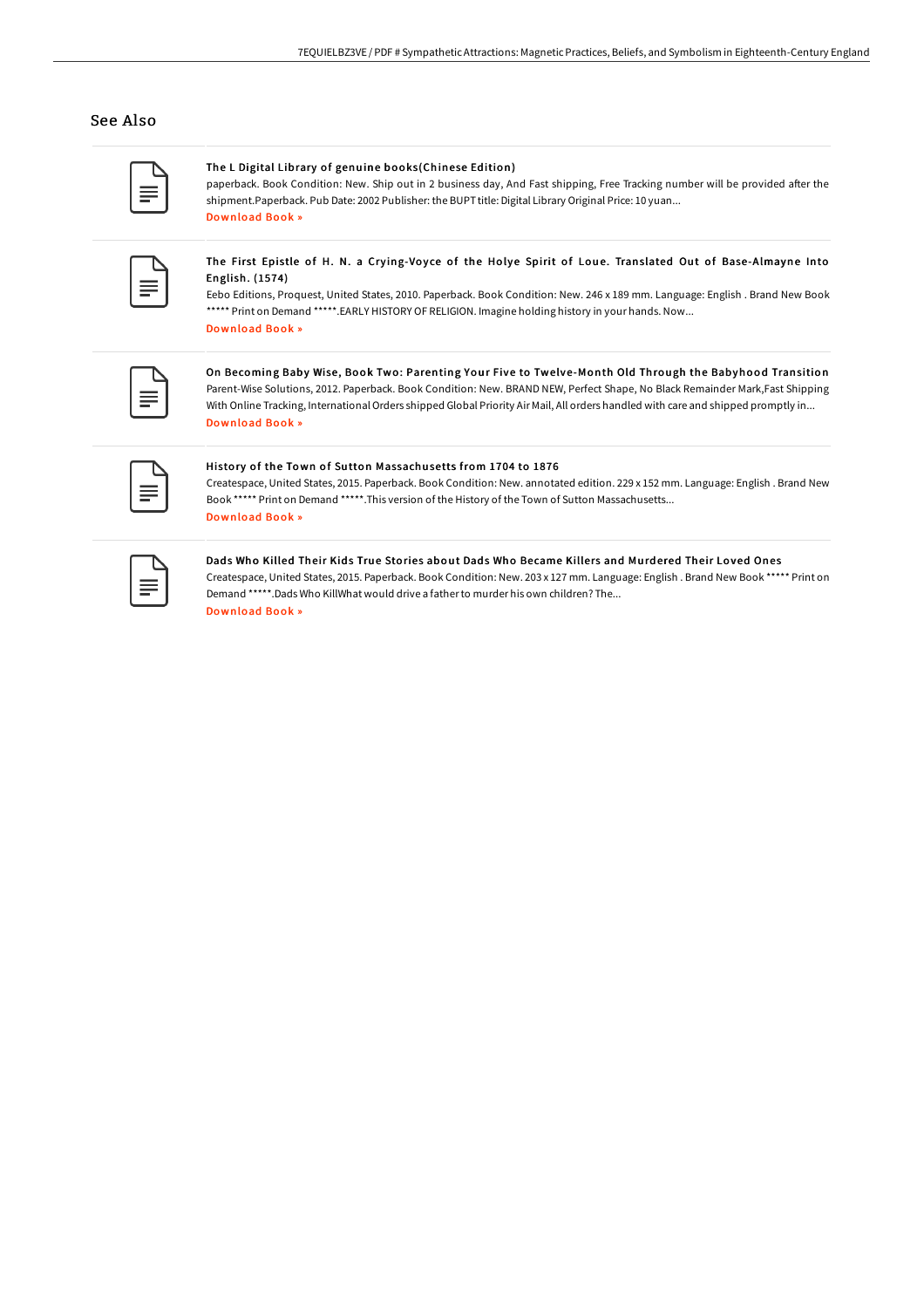## See Also

### The L Digital Library of genuine books(Chinese Edition)

paperback. Book Condition: New. Ship out in 2 business day, And Fast shipping, Free Tracking number will be provided after the shipment.Paperback. Pub Date: 2002 Publisher: the BUPT title: Digital Library Original Price: 10 yuan...

Download Book »

### The First Epistle of H. N. a Crying-Voyce of the Holye Spirit of Loue. Translated Out of Base-Almayne Into English. (1574)

Eebo Editions, Proquest, United States, 2010. Paperback. Book Condition: New. 246 x 189 mm. Language: English . Brand New Book ***** Print on Demand *****.EARLY HISTORY OF RELIGION. Imagine holding history in your hands. Now...

Download Book »

### On Becoming Baby Wise, Book Two: Parenting Your Five to Twelve-Month Old Through the Babyhood Transition

Parent-Wise Solutions, 2012. Paperback. Book Condition: New. BRAND NEW, Perfect Shape, No Black Remainder Mark,Fast Shipping With Online Tracking, International Orders shipped Global Priority Air Mail, All orders handled with care and shipped promptly in...

Download Book »

### History of the Town of Sutton Massachusetts from 1704 to 1876

Createspace, United States, 2015. Paperback. Book Condition: New. annotated edition. 229 x 152 mm. Language: English . Brand New Book ***** Print on Demand *****.This version of the History of the Town of Sutton Massachusetts...

Download Book »

### Dads Who Killed Their Kids True Stories about Dads Who Became Killers and Murdered Their Loved Ones

Createspace, United States, 2015. Paperback. Book Condition: New. 203 x 127 mm. Language: English . Brand New Book ***** Print on Demand *****.Dads Who KillWhat would drive a father to murder his own children? The...

Download Book »